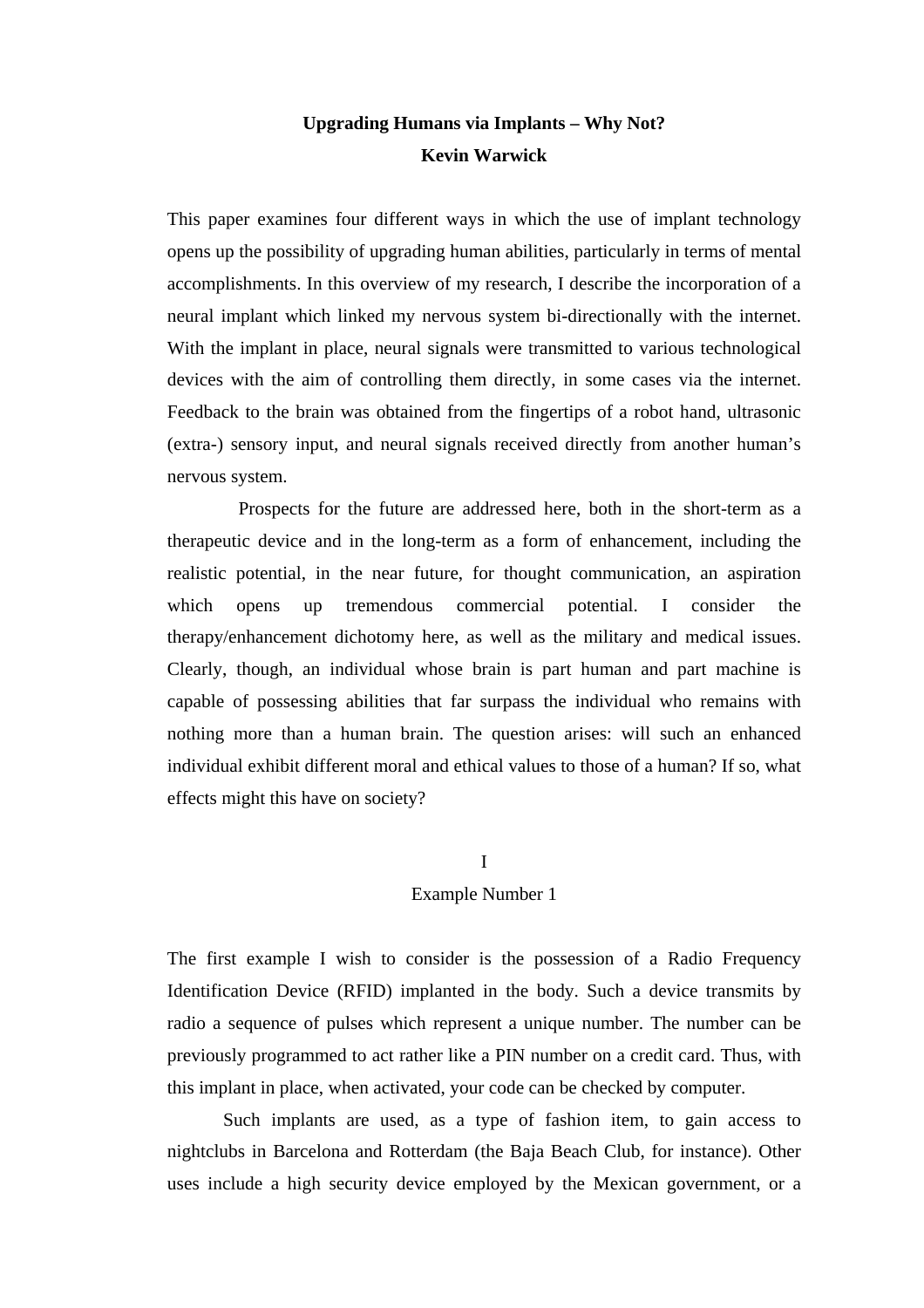# Upgrading Humans via Implants – Why Not?

**Kevin Warwick**

This paper examines four different ways in which the use of implant technology opens up the possibility of upgrading human abilities, particularly in terms of mental accomplishments. In this overview of my research, I describe the incorporation of a neural implant which linked my nervous system bi-directionally with the internet. With the implant in place, neural signals were transmitted to various technological devices with the aim of controlling them directly, in some cases via the internet. Feedback to the brain was obtained from the fingertips of a robot hand, ultrasonic (extra-) sensory input, and neural signals received directly from another human's nervous system.

Prospects for the future are addressed here, both in the short-term as a therapeutic device and in the long-term as a form of enhancement, including the realistic potential, in the near future, for thought communication, an aspiration which opens up tremendous commercial potential. I consider the therapy/enhancement dichotomy here, as well as the military and medical issues. Clearly, though, an individual whose brain is part human and part machine is capable of possessing abilities that far surpass the individual who remains with nothing more than a human brain. The question arises: will such an enhanced individual exhibit different moral and ethical values to those of a human? If so, what effects might this have on society?

## I
## Example Number 1

The first example I wish to consider is the possession of a Radio Frequency Identification Device (RFID) implanted in the body. Such a device transmits by radio a sequence of pulses which represent a unique number. The number can be previously programmed to act rather like a PIN number on a credit card. Thus, with this implant in place, when activated, your code can be checked by computer.

Such implants are used, as a type of fashion item, to gain access to nightclubs in Barcelona and Rotterdam (the Baja Beach Club, for instance). Other uses include a high security device employed by the Mexican government, or a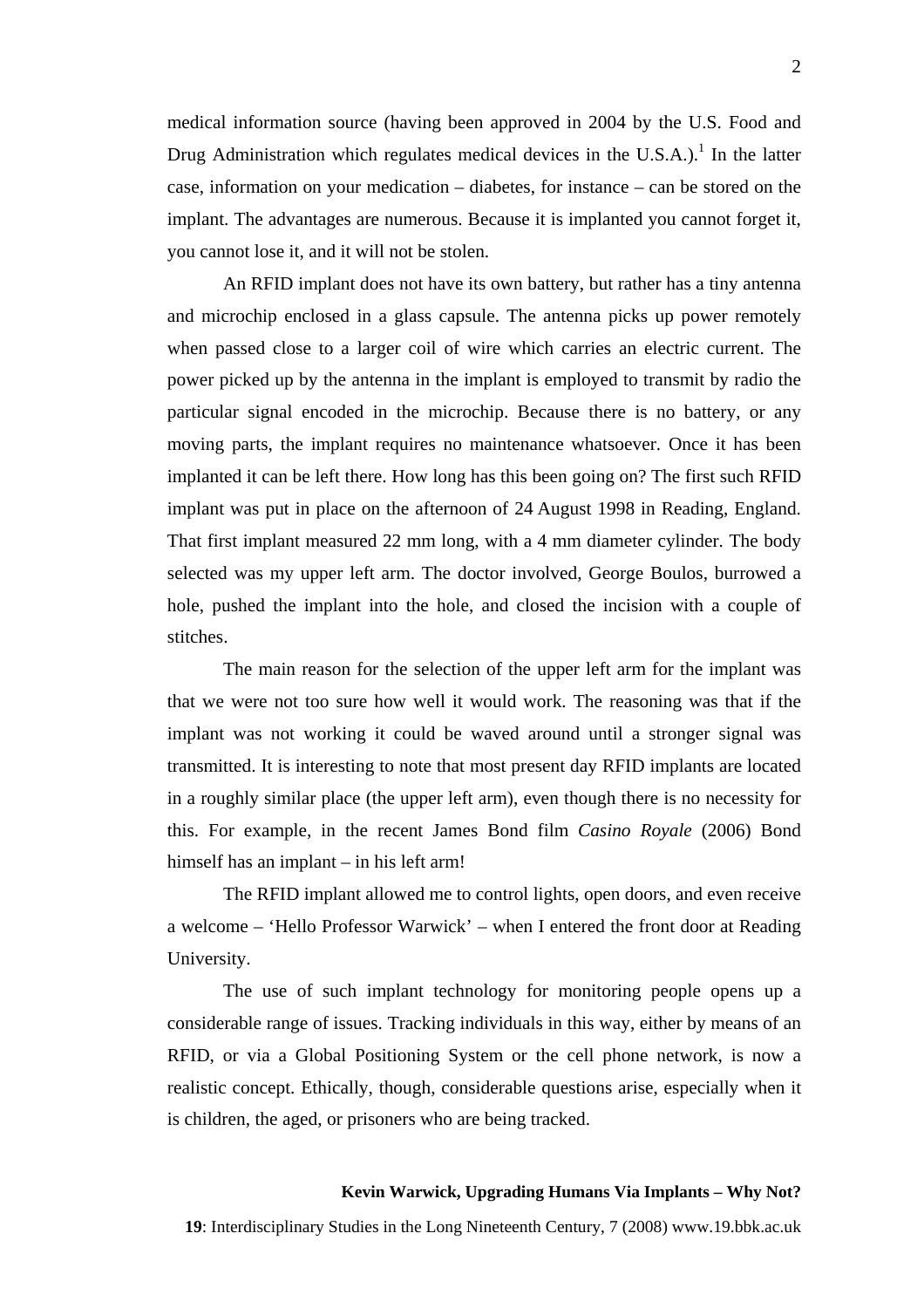medical information source (having been approved in 2004 by the U.S. Food and Drug Administration which regulates medical devices in the U.S.A.).[1] In the latter case, information on your medication – diabetes, for instance – can be stored on the implant. The advantages are numerous. Because it is implanted you cannot forget it, you cannot lose it, and it will not be stolen.

An RFID implant does not have its own battery, but rather has a tiny antenna and microchip enclosed in a glass capsule. The antenna picks up power remotely when passed close to a larger coil of wire which carries an electric current. The power picked up by the antenna in the implant is employed to transmit by radio the particular signal encoded in the microchip. Because there is no battery, or any moving parts, the implant requires no maintenance whatsoever. Once it has been implanted it can be left there. How long has this been going on? The first such RFID implant was put in place on the afternoon of 24 August 1998 in Reading, England. That first implant measured 22 mm long, with a 4 mm diameter cylinder. The body selected was my upper left arm. The doctor involved, George Boulos, burrowed a hole, pushed the implant into the hole, and closed the incision with a couple of stitches.

The main reason for the selection of the upper left arm for the implant was that we were not too sure how well it would work. The reasoning was that if the implant was not working it could be waved around until a stronger signal was transmitted. It is interesting to note that most present day RFID implants are located in a roughly similar place (the upper left arm), even though there is no necessity for this. For example, in the recent James Bond film *Casino Royale* (2006) Bond himself has an implant – in his left arm!

The RFID implant allowed me to control lights, open doors, and even receive a welcome – 'Hello Professor Warwick' – when I entered the front door at Reading University.

The use of such implant technology for monitoring people opens up a considerable range of issues. Tracking individuals in this way, either by means of an RFID, or via a Global Positioning System or the cell phone network, is now a realistic concept. Ethically, though, considerable questions arise, especially when it is children, the aged, or prisoners who are being tracked.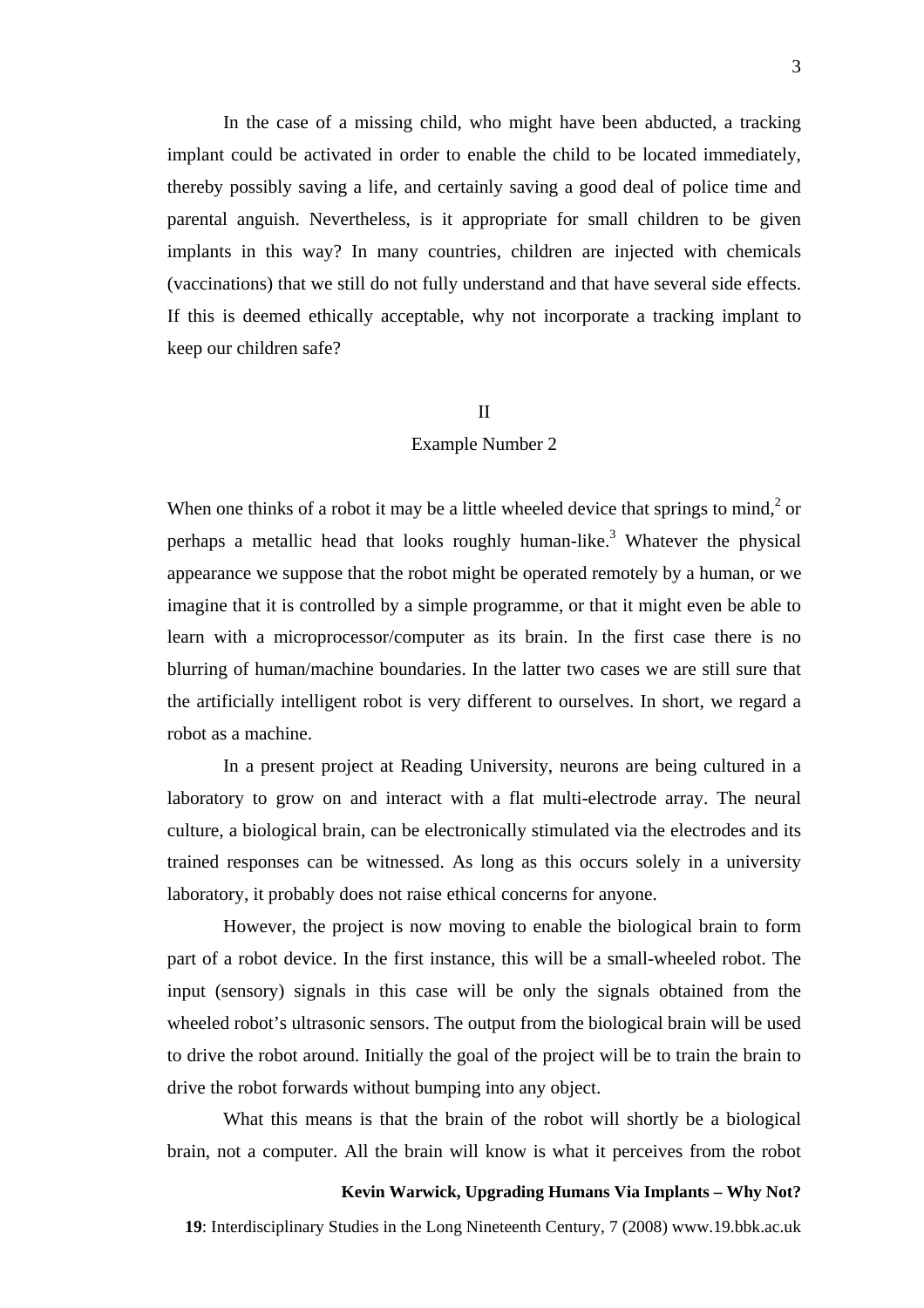In the case of a missing child, who might have been abducted, a tracking implant could be activated in order to enable the child to be located immediately, thereby possibly saving a life, and certainly saving a good deal of police time and parental anguish. Nevertheless, is it appropriate for small children to be given implants in this way? In many countries, children are injected with chemicals (vaccinations) that we still do not fully understand and that have several side effects. If this is deemed ethically acceptable, why not incorporate a tracking implant to keep our children safe?

## II
## Example Number 2

When one thinks of a robot it may be a little wheeled device that springs to mind,[2] or perhaps a metallic head that looks roughly human-like.[3] Whatever the physical appearance we suppose that the robot might be operated remotely by a human, or we imagine that it is controlled by a simple programme, or that it might even be able to learn with a microprocessor/computer as its brain. In the first case there is no blurring of human/machine boundaries. In the latter two cases we are still sure that the artificially intelligent robot is very different to ourselves. In short, we regard a robot as a machine.

In a present project at Reading University, neurons are being cultured in a laboratory to grow on and interact with a flat multi-electrode array. The neural culture, a biological brain, can be electronically stimulated via the electrodes and its trained responses can be witnessed. As long as this occurs solely in a university laboratory, it probably does not raise ethical concerns for anyone.

However, the project is now moving to enable the biological brain to form part of a robot device. In the first instance, this will be a small-wheeled robot. The input (sensory) signals in this case will be only the signals obtained from the wheeled robot's ultrasonic sensors. The output from the biological brain will be used to drive the robot around. Initially the goal of the project will be to train the brain to drive the robot forwards without bumping into any object.

What this means is that the brain of the robot will shortly be a biological brain, not a computer. All the brain will know is what it perceives from the robot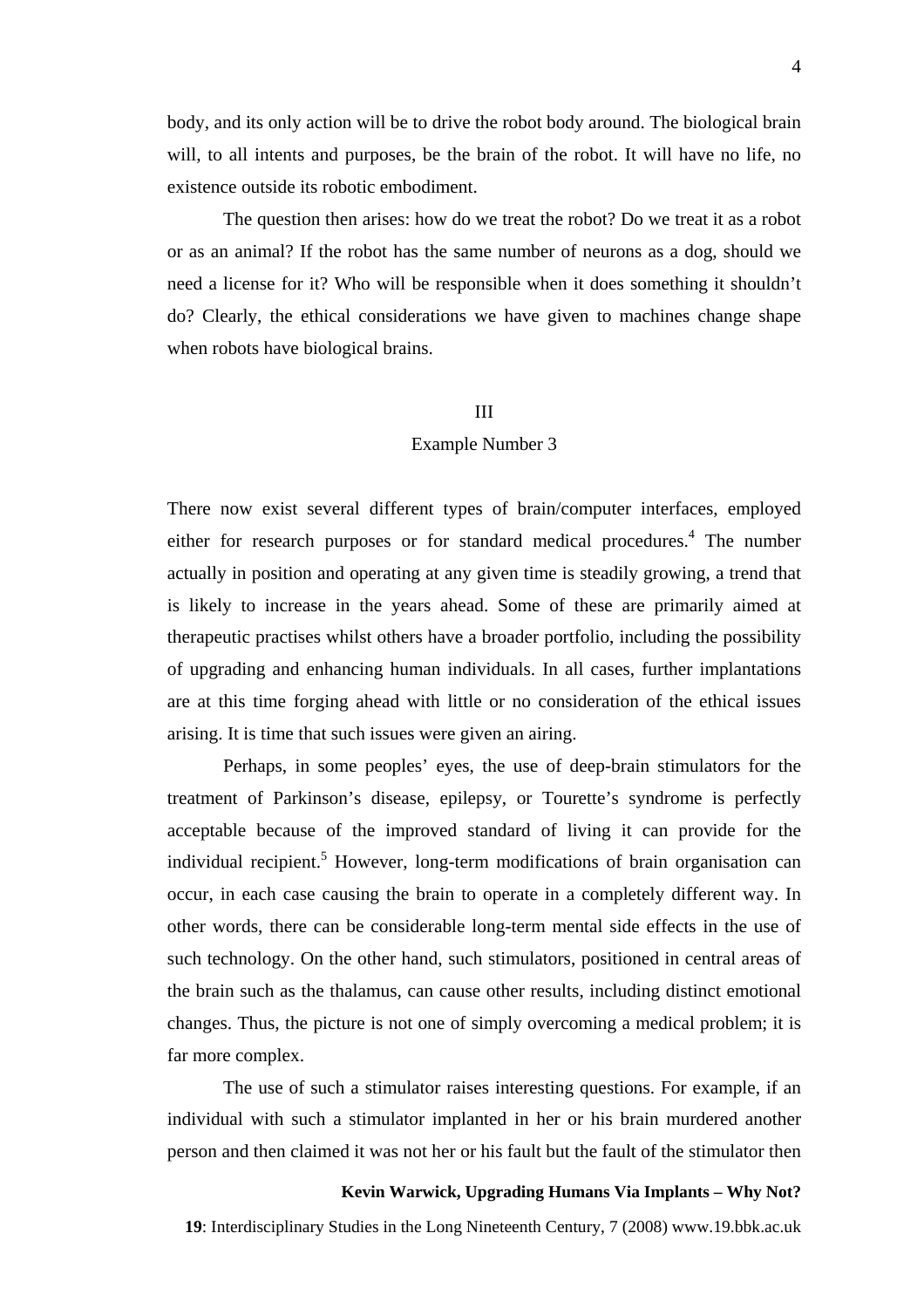body, and its only action will be to drive the robot body around. The biological brain will, to all intents and purposes, be the brain of the robot. It will have no life, no existence outside its robotic embodiment.

The question then arises: how do we treat the robot? Do we treat it as a robot or as an animal? If the robot has the same number of neurons as a dog, should we need a license for it? Who will be responsible when it does something it shouldn't do? Clearly, the ethical considerations we have given to machines change shape when robots have biological brains.

## III

## Example Number 3

There now exist several different types of brain/computer interfaces, employed either for research purposes or for standard medical procedures.[4] The number actually in position and operating at any given time is steadily growing, a trend that is likely to increase in the years ahead. Some of these are primarily aimed at therapeutic practises whilst others have a broader portfolio, including the possibility of upgrading and enhancing human individuals. In all cases, further implantations are at this time forging ahead with little or no consideration of the ethical issues arising. It is time that such issues were given an airing.

Perhaps, in some peoples' eyes, the use of deep-brain stimulators for the treatment of Parkinson's disease, epilepsy, or Tourette's syndrome is perfectly acceptable because of the improved standard of living it can provide for the individual recipient.[5] However, long-term modifications of brain organisation can occur, in each case causing the brain to operate in a completely different way. In other words, there can be considerable long-term mental side effects in the use of such technology. On the other hand, such stimulators, positioned in central areas of the brain such as the thalamus, can cause other results, including distinct emotional changes. Thus, the picture is not one of simply overcoming a medical problem; it is far more complex.

The use of such a stimulator raises interesting questions. For example, if an individual with such a stimulator implanted in her or his brain murdered another person and then claimed it was not her or his fault but the fault of the stimulator then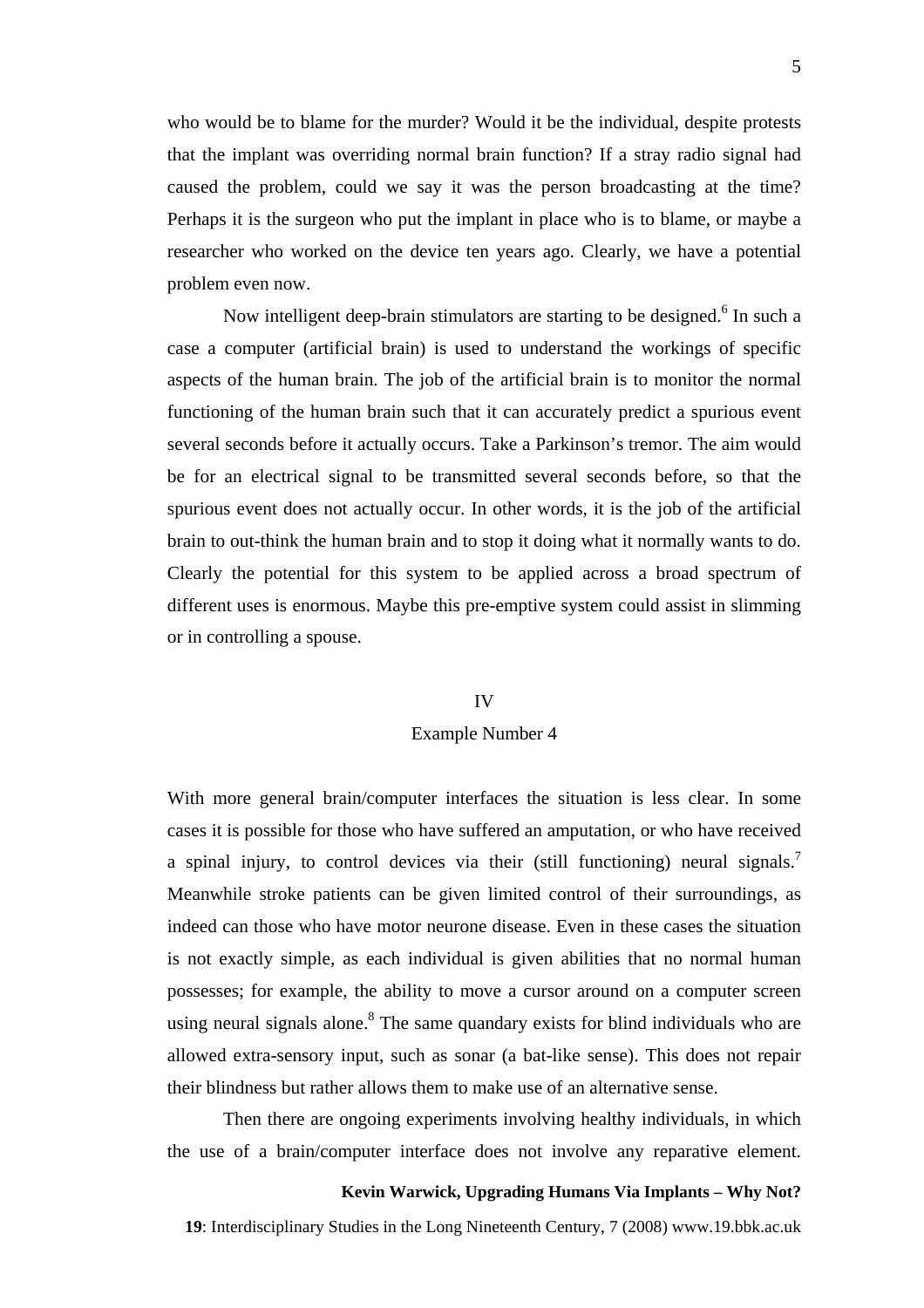who would be to blame for the murder? Would it be the individual, despite protests that the implant was overriding normal brain function? If a stray radio signal had caused the problem, could we say it was the person broadcasting at the time? Perhaps it is the surgeon who put the implant in place who is to blame, or maybe a researcher who worked on the device ten years ago. Clearly, we have a potential problem even now.

Now intelligent deep-brain stimulators are starting to be designed.[6] In such a case a computer (artificial brain) is used to understand the workings of specific aspects of the human brain. The job of the artificial brain is to monitor the normal functioning of the human brain such that it can accurately predict a spurious event several seconds before it actually occurs. Take a Parkinson's tremor. The aim would be for an electrical signal to be transmitted several seconds before, so that the spurious event does not actually occur. In other words, it is the job of the artificial brain to out-think the human brain and to stop it doing what it normally wants to do. Clearly the potential for this system to be applied across a broad spectrum of different uses is enormous. Maybe this pre-emptive system could assist in slimming or in controlling a spouse.

## IV

## Example Number 4

With more general brain/computer interfaces the situation is less clear. In some cases it is possible for those who have suffered an amputation, or who have received a spinal injury, to control devices via their (still functioning) neural signals.[7] Meanwhile stroke patients can be given limited control of their surroundings, as indeed can those who have motor neurone disease. Even in these cases the situation is not exactly simple, as each individual is given abilities that no normal human possesses; for example, the ability to move a cursor around on a computer screen using neural signals alone.[8] The same quandary exists for blind individuals who are allowed extra-sensory input, such as sonar (a bat-like sense). This does not repair their blindness but rather allows them to make use of an alternative sense.

Then there are ongoing experiments involving healthy individuals, in which the use of a brain/computer interface does not involve any reparative element.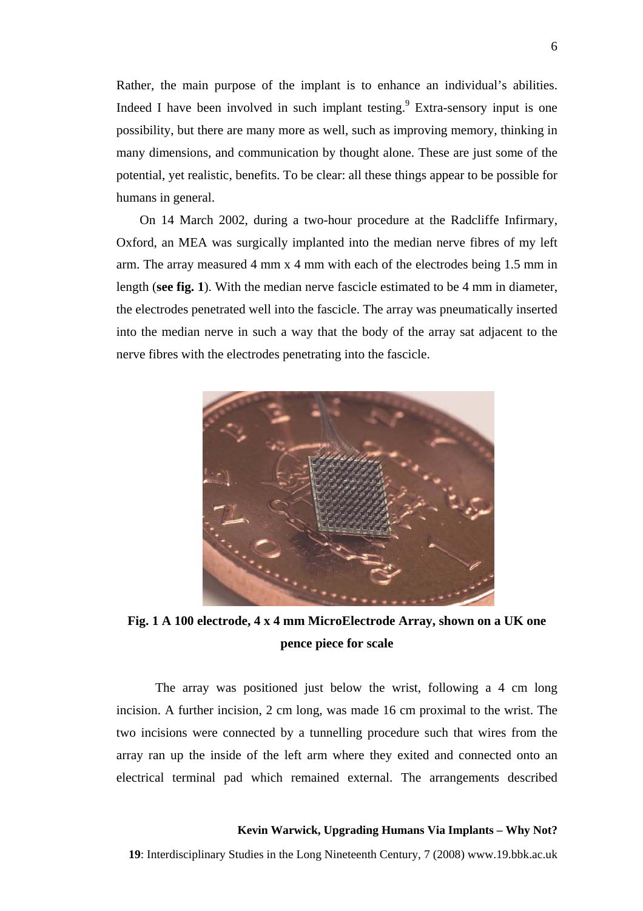Rather, the main purpose of the implant is to enhance an individual's abilities. Indeed I have been involved in such implant testing.[9] Extra-sensory input is one possibility, but there are many more as well, such as improving memory, thinking in many dimensions, and communication by thought alone. These are just some of the potential, yet realistic, benefits. To be clear: all these things appear to be possible for humans in general.

On 14 March 2002, during a two-hour procedure at the Radcliffe Infirmary, Oxford, an MEA was surgically implanted into the median nerve fibres of my left arm. The array measured 4 mm x 4 mm with each of the electrodes being 1.5 mm in length (**see fig. 1**). With the median nerve fascicle estimated to be 4 mm in diameter, the electrodes penetrated well into the fascicle. The array was pneumatically inserted into the median nerve in such a way that the body of the array sat adjacent to the nerve fibres with the electrodes penetrating into the fascicle.

**Fig. 1 A 100 electrode, 4 x 4 mm MicroElectrode Array, shown on a UK one pence piece for scale**

The array was positioned just below the wrist, following a 4 cm long incision. A further incision, 2 cm long, was made 16 cm proximal to the wrist. The two incisions were connected by a tunnelling procedure such that wires from the array ran up the inside of the left arm where they exited and connected onto an electrical terminal pad which remained external. The arrangements described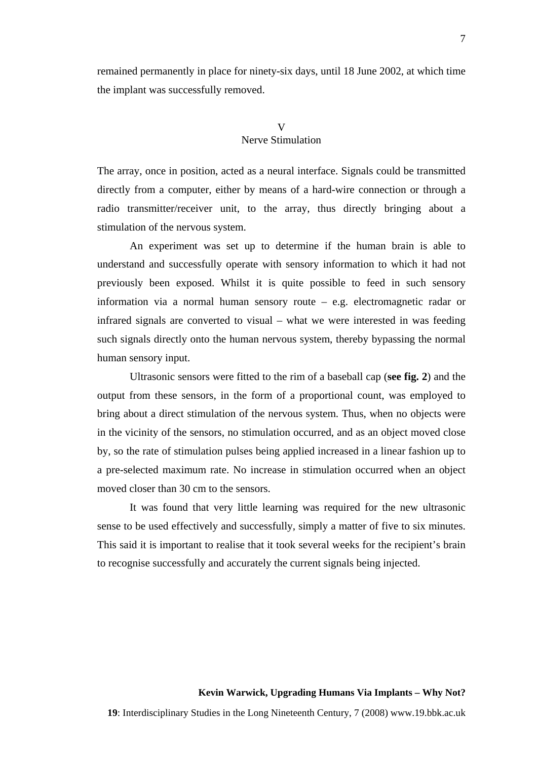remained permanently in place for ninety-six days, until 18 June 2002, at which time the implant was successfully removed.

## V
## Nerve Stimulation

The array, once in position, acted as a neural interface. Signals could be transmitted directly from a computer, either by means of a hard-wire connection or through a radio transmitter/receiver unit, to the array, thus directly bringing about a stimulation of the nervous system.

An experiment was set up to determine if the human brain is able to understand and successfully operate with sensory information to which it had not previously been exposed. Whilst it is quite possible to feed in such sensory information via a normal human sensory route – e.g. electromagnetic radar or infrared signals are converted to visual – what we were interested in was feeding such signals directly onto the human nervous system, thereby bypassing the normal human sensory input.

Ultrasonic sensors were fitted to the rim of a baseball cap (**see fig. 2**) and the output from these sensors, in the form of a proportional count, was employed to bring about a direct stimulation of the nervous system. Thus, when no objects were in the vicinity of the sensors, no stimulation occurred, and as an object moved close by, so the rate of stimulation pulses being applied increased in a linear fashion up to a pre-selected maximum rate. No increase in stimulation occurred when an object moved closer than 30 cm to the sensors.

It was found that very little learning was required for the new ultrasonic sense to be used effectively and successfully, simply a matter of five to six minutes. This said it is important to realise that it took several weeks for the recipient's brain to recognise successfully and accurately the current signals being injected.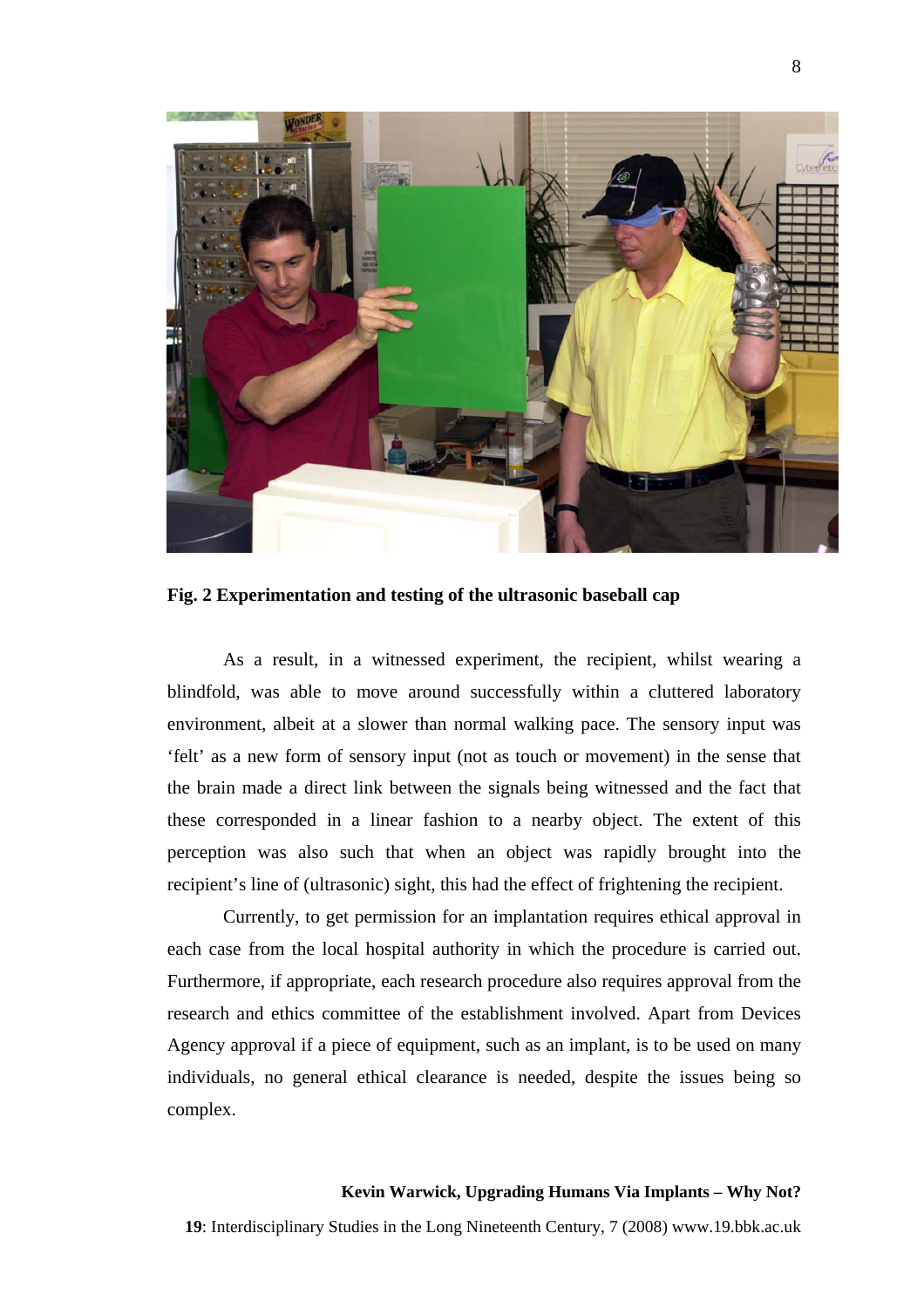**Fig. 2 Experimentation and testing of the ultrasonic baseball cap**

As a result, in a witnessed experiment, the recipient, whilst wearing a blindfold, was able to move around successfully within a cluttered laboratory environment, albeit at a slower than normal walking pace. The sensory input was 'felt' as a new form of sensory input (not as touch or movement) in the sense that the brain made a direct link between the signals being witnessed and the fact that these corresponded in a linear fashion to a nearby object. The extent of this perception was also such that when an object was rapidly brought into the recipient's line of (ultrasonic) sight, this had the effect of frightening the recipient.

Currently, to get permission for an implantation requires ethical approval in each case from the local hospital authority in which the procedure is carried out. Furthermore, if appropriate, each research procedure also requires approval from the research and ethics committee of the establishment involved. Apart from Devices Agency approval if a piece of equipment, such as an implant, is to be used on many individuals, no general ethical clearance is needed, despite the issues being so complex.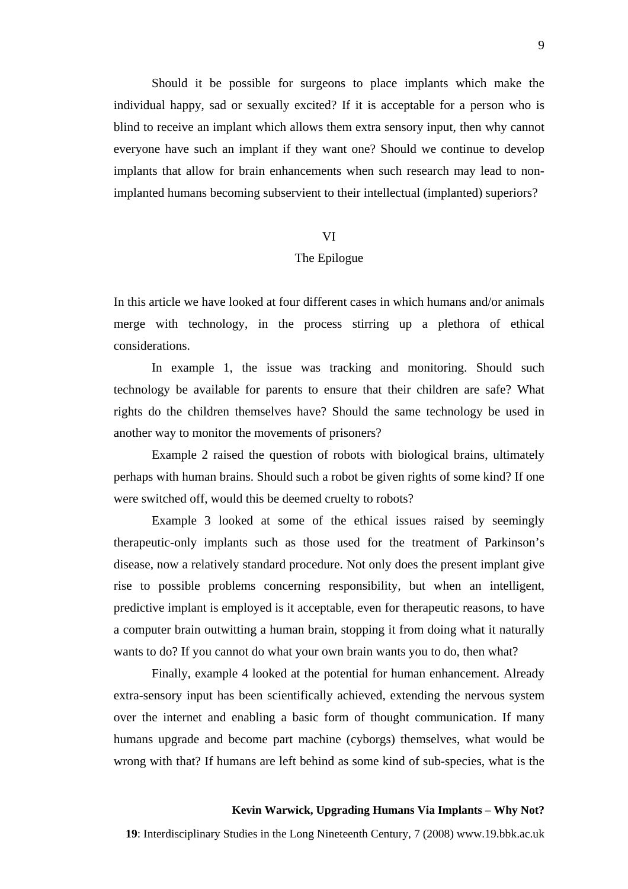Should it be possible for surgeons to place implants which make the individual happy, sad or sexually excited? If it is acceptable for a person who is blind to receive an implant which allows them extra sensory input, then why cannot everyone have such an implant if they want one? Should we continue to develop implants that allow for brain enhancements when such research may lead to non-implanted humans becoming subservient to their intellectual (implanted) superiors?

## VI
## The Epilogue

In this article we have looked at four different cases in which humans and/or animals merge with technology, in the process stirring up a plethora of ethical considerations.

In example 1, the issue was tracking and monitoring. Should such technology be available for parents to ensure that their children are safe? What rights do the children themselves have? Should the same technology be used in another way to monitor the movements of prisoners?

Example 2 raised the question of robots with biological brains, ultimately perhaps with human brains. Should such a robot be given rights of some kind? If one were switched off, would this be deemed cruelty to robots?

Example 3 looked at some of the ethical issues raised by seemingly therapeutic-only implants such as those used for the treatment of Parkinson's disease, now a relatively standard procedure. Not only does the present implant give rise to possible problems concerning responsibility, but when an intelligent, predictive implant is employed is it acceptable, even for therapeutic reasons, to have a computer brain outwitting a human brain, stopping it from doing what it naturally wants to do? If you cannot do what your own brain wants you to do, then what?

Finally, example 4 looked at the potential for human enhancement. Already extra-sensory input has been scientifically achieved, extending the nervous system over the internet and enabling a basic form of thought communication. If many humans upgrade and become part machine (cyborgs) themselves, what would be wrong with that? If humans are left behind as some kind of sub-species, what is the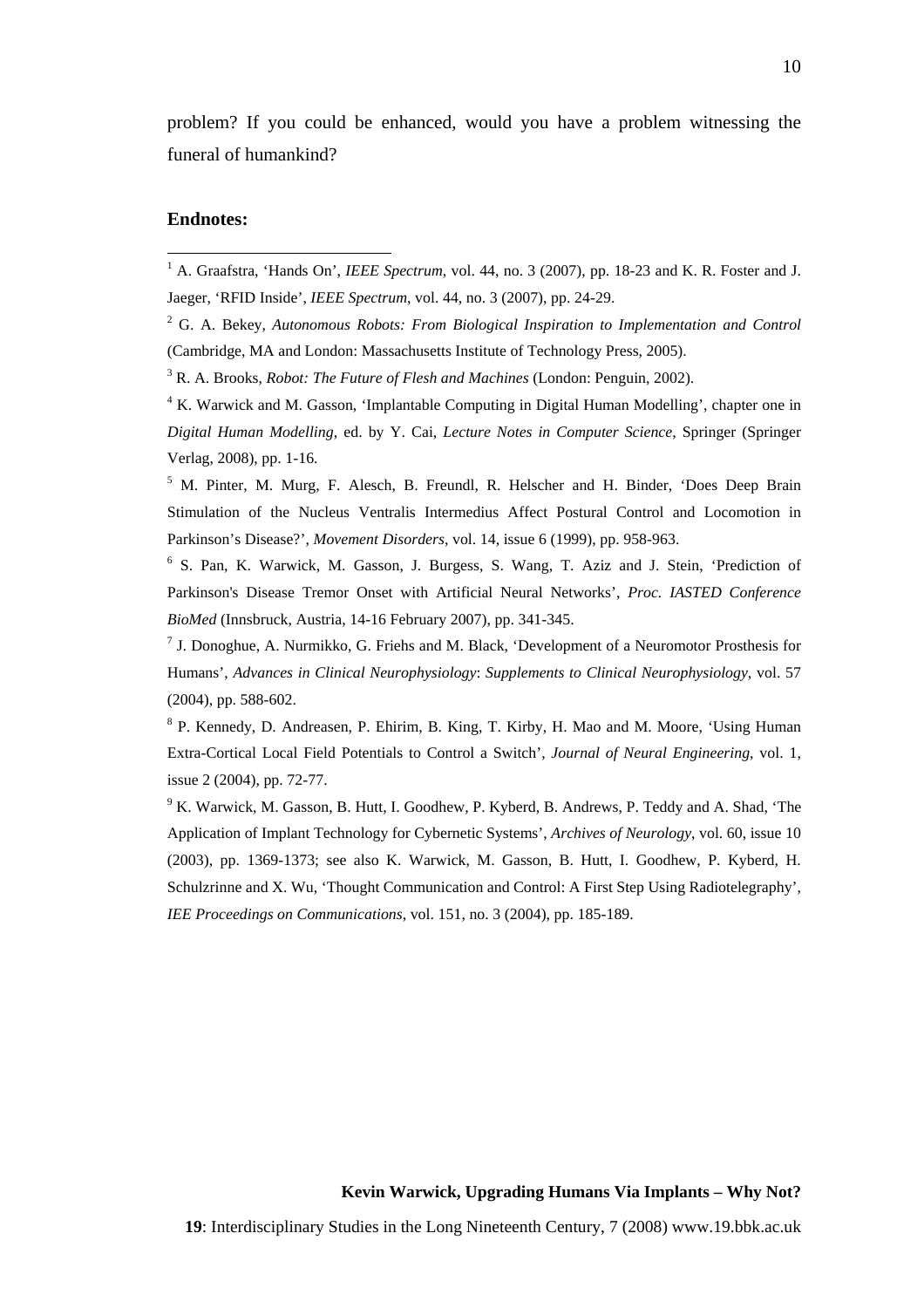problem? If you could be enhanced, would you have a problem witnessing the funeral of humankind?

**Endnotes:**

[1] A. Graafstra, 'Hands On', *IEEE Spectrum*, vol. 44, no. 3 (2007), pp. 18-23 and K. R. Foster and J. Jaeger, 'RFID Inside', *IEEE Spectrum*, vol. 44, no. 3 (2007), pp. 24-29.

[2] G. A. Bekey, *Autonomous Robots: From Biological Inspiration to Implementation and Control* (Cambridge, MA and London: Massachusetts Institute of Technology Press, 2005).

[3] R. A. Brooks, *Robot: The Future of Flesh and Machines* (London: Penguin, 2002).

[4] K. Warwick and M. Gasson, 'Implantable Computing in Digital Human Modelling', chapter one in *Digital Human Modelling*, ed. by Y. Cai, *Lecture Notes in Computer Science*, Springer (Springer Verlag, 2008), pp. 1-16.

[5] M. Pinter, M. Murg, F. Alesch, B. Freundl, R. Helscher and H. Binder, 'Does Deep Brain Stimulation of the Nucleus Ventralis Intermedius Affect Postural Control and Locomotion in Parkinson's Disease?', *Movement Disorders*, vol. 14, issue 6 (1999), pp. 958-963.

[6] S. Pan, K. Warwick, M. Gasson, J. Burgess, S. Wang, T. Aziz and J. Stein, 'Prediction of Parkinson's Disease Tremor Onset with Artificial Neural Networks', *Proc. IASTED Conference BioMed* (Innsbruck, Austria, 14-16 February 2007), pp. 341-345.

[7] J. Donoghue, A. Nurmikko, G. Friehs and M. Black, 'Development of a Neuromotor Prosthesis for Humans', *Advances in Clinical Neurophysiology*: *Supplements to Clinical Neurophysiology*, vol. 57 (2004), pp. 588-602.

[8] P. Kennedy, D. Andreasen, P. Ehirim, B. King, T. Kirby, H. Mao and M. Moore, 'Using Human Extra-Cortical Local Field Potentials to Control a Switch', *Journal of Neural Engineering*, vol. 1, issue 2 (2004), pp. 72-77.

[9] K. Warwick, M. Gasson, B. Hutt, I. Goodhew, P. Kyberd, B. Andrews, P. Teddy and A. Shad, 'The Application of Implant Technology for Cybernetic Systems', *Archives of Neurology*, vol. 60, issue 10 (2003), pp. 1369-1373; see also K. Warwick, M. Gasson, B. Hutt, I. Goodhew, P. Kyberd, H. Schulzrinne and X. Wu, 'Thought Communication and Control: A First Step Using Radiotelegraphy', *IEE Proceedings on Communications*, vol. 151, no. 3 (2004), pp. 185-189.